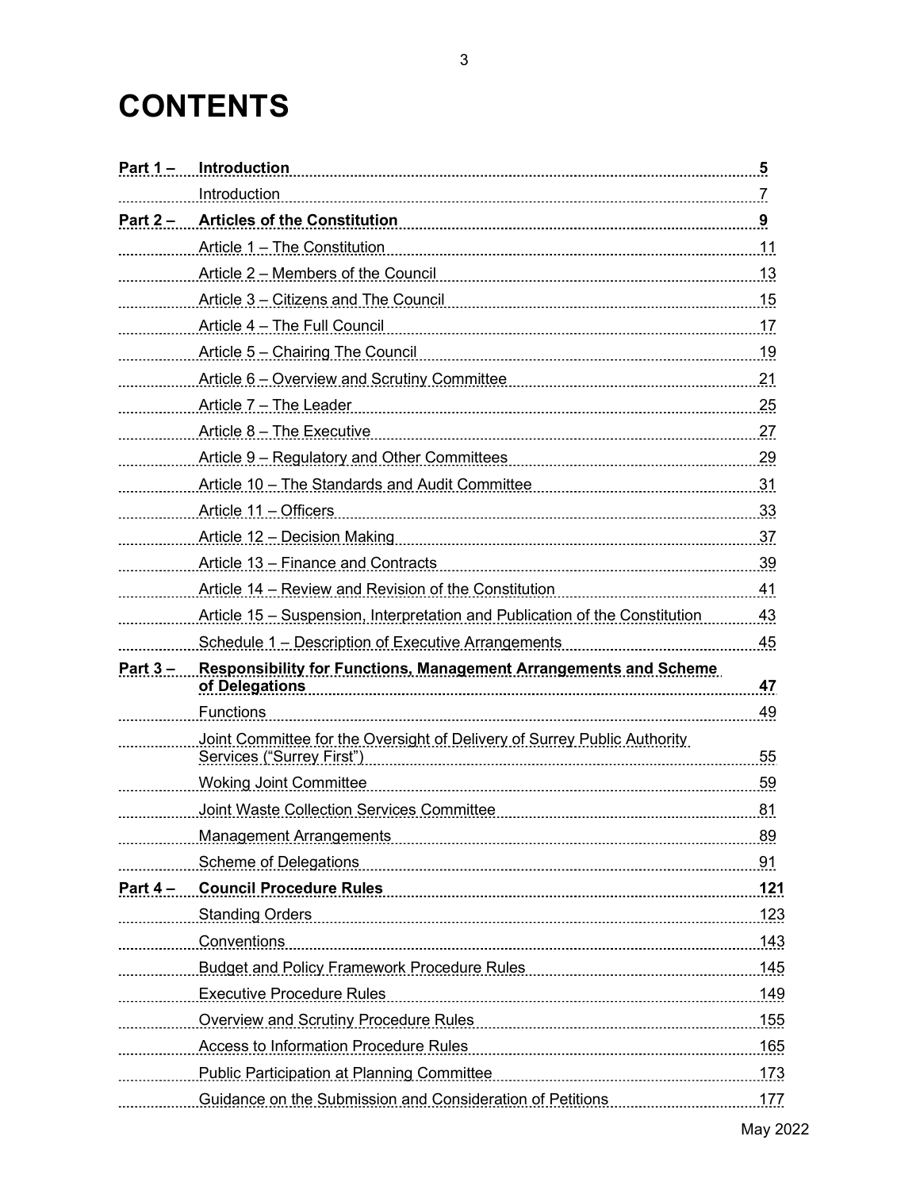# CONTENTS

| | | |
|---|---|---|
| **Part 1 –** | **Introduction** | **5** |
| | Introduction | 7 |
| **Part 2 –** | **Articles of the Constitution** | **9** |
| | Article 1 – The Constitution | 11 |
| | Article 2 – Members of the Council | 13 |
| | Article 3 – Citizens and The Council | 15 |
| | Article 4 – The Full Council | 17 |
| | Article 5 – Chairing The Council | 19 |
| | Article 6 – Overview and Scrutiny Committee | 21 |
| | Article 7 – The Leader | 25 |
| | Article 8 – The Executive | 27 |
| | Article 9 – Regulatory and Other Committees | 29 |
| | Article 10 – The Standards and Audit Committee | 31 |
| | Article 11 – Officers | 33 |
| | Article 12 – Decision Making | 37 |
| | Article 13 – Finance and Contracts | 39 |
| | Article 14 – Review and Revision of the Constitution | 41 |
| | Article 15 – Suspension, Interpretation and Publication of the Constitution | 43 |
| | Schedule 1 – Description of Executive Arrangements | 45 |
| **Part 3 –** | **Responsibility for Functions, Management Arrangements and Scheme of Delegations** | **47** |
| | Functions | 49 |
| | Joint Committee for the Oversight of Delivery of Surrey Public Authority Services ("Surrey First") | 55 |
| | Woking Joint Committee | 59 |
| | Joint Waste Collection Services Committee | 81 |
| | Management Arrangements | 89 |
| | Scheme of Delegations | 91 |
| **Part 4 –** | **Council Procedure Rules** | **121** |
| | Standing Orders | 123 |
| | Conventions | 143 |
| | Budget and Policy Framework Procedure Rules | 145 |
| | Executive Procedure Rules | 149 |
| | Overview and Scrutiny Procedure Rules | 155 |
| | Access to Information Procedure Rules | 165 |
| | Public Participation at Planning Committee | 173 |
| | Guidance on the Submission and Consideration of Petitions | 177 |

May 2022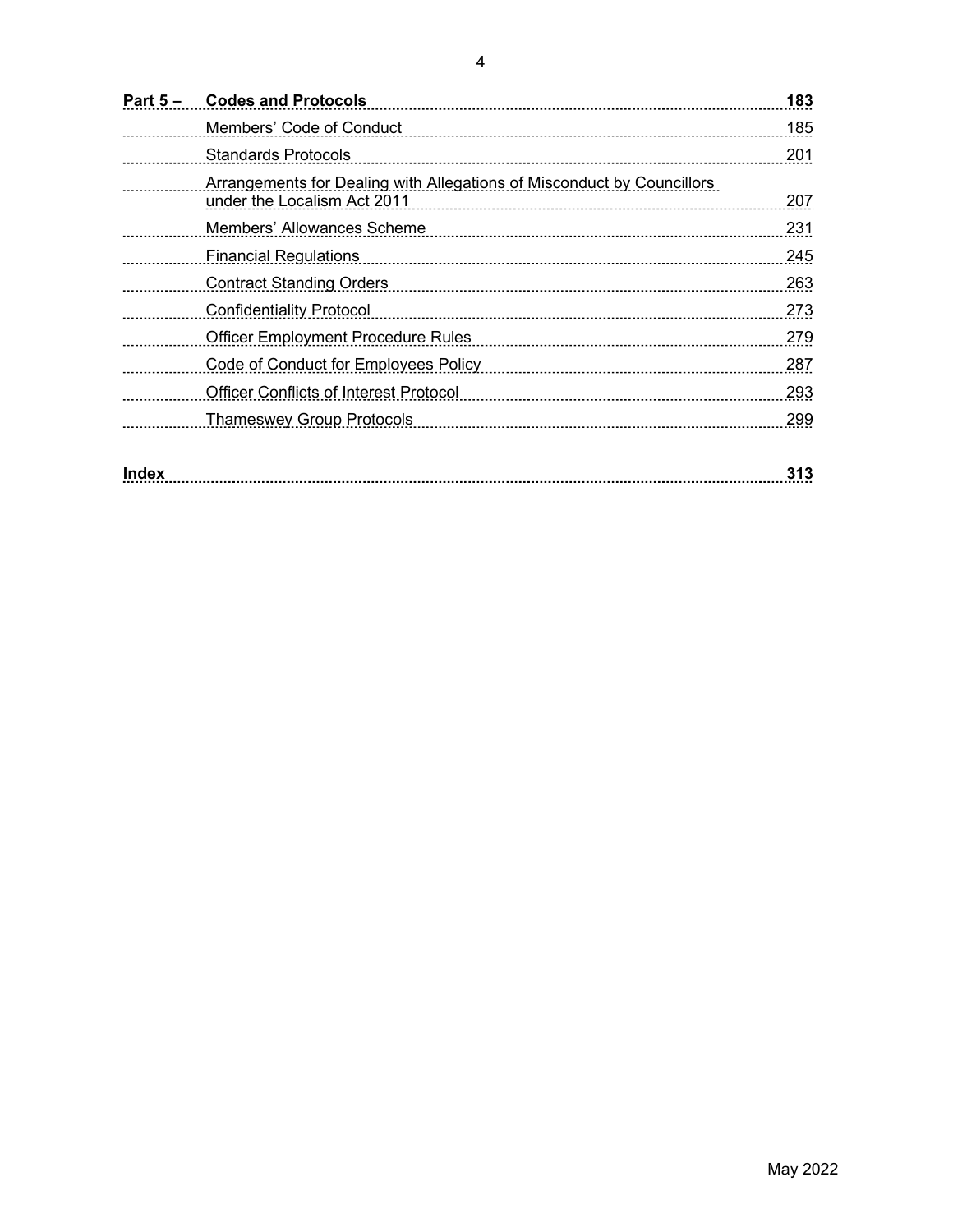| | | |
|---|---|---|
| **Part 5 –** | **Codes and Protocols** | **183** |
| | Members' Code of Conduct | 185 |
| | Standards Protocols | 201 |
| | Arrangements for Dealing with Allegations of Misconduct by Councillors under the Localism Act 2011 | 207 |
| | Members' Allowances Scheme | 231 |
| | Financial Regulations | 245 |
| | Contract Standing Orders | 263 |
| | Confidentiality Protocol | 273 |
| | Officer Employment Procedure Rules | 279 |
| | Code of Conduct for Employees Policy | 287 |
| | Officer Conflicts of Interest Protocol | 293 |
| | Thameswey Group Protocols | 299 |
| **Index** | | **313** |